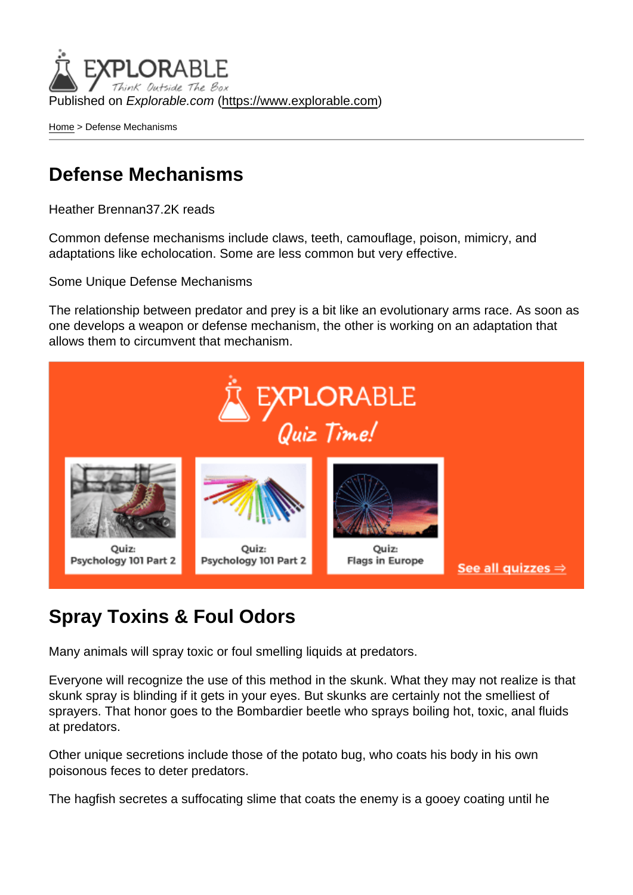Published on *Explorable.com* (https://www.explorable.com)

Home > Defense Mechanisms

# Defense Mechanisms

Heather Brennan37.2K reads

Common defense mechanisms include claws, teeth, camouflage, poison, mimicry, and adaptations like echolocation. Some are less common but very effective.

Some Unique Defense Mechanisms

The relationship between predator and prey is a bit like an evolutionary arms race. As soon as one develops a weapon or defense mechanism, the other is working on an adaptation that allows them to circumvent that mechanism.

## Spray Toxins & Foul Odors

Many animals will spray toxic or foul smelling liquids at predators.

Everyone will recognize the use of this method in the skunk. What they may not realize is that skunk spray is blinding if it gets in your eyes. But skunks are certainly not the smelliest of sprayers. That honor goes to the Bombardier beetle who sprays boiling hot, toxic, anal fluids at predators.

Other unique secretions include those of the potato bug, who coats his body in his own poisonous feces to deter predators.

The hagfish secretes a suffocating slime that coats the enemy is a gooey coating until he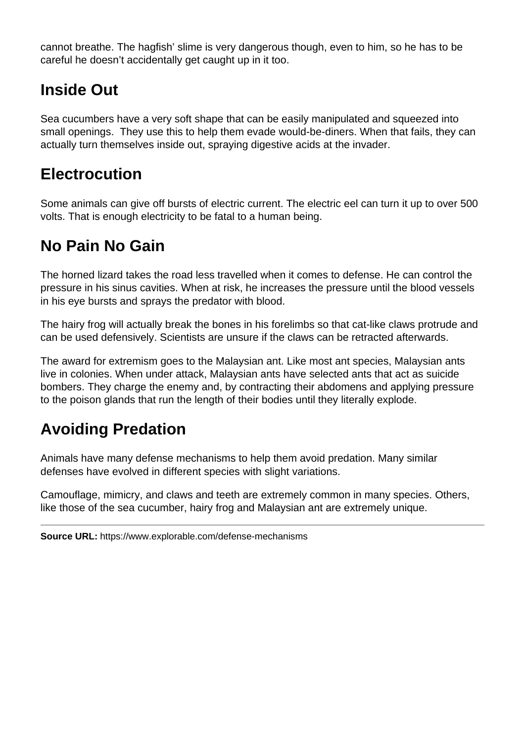cannot breathe. The hagfish' slime is very dangerous though, even to him, so he has to be careful he doesn't accidentally get caught up in it too.

## Inside Out

Sea cucumbers have a very soft shape that can be easily manipulated and squeezed into small openings.  They use this to help them evade would-be-diners. When that fails, they can actually turn themselves inside out, spraying digestive acids at the invader.

## Electrocution

Some animals can give off bursts of electric current. The electric eel can turn it up to over 500 volts. That is enough electricity to be fatal to a human being.

## No Pain No Gain

The horned lizard takes the road less travelled when it comes to defense. He can control the pressure in his sinus cavities. When at risk, he increases the pressure until the blood vessels in his eye bursts and sprays the predator with blood.

The hairy frog will actually break the bones in his forelimbs so that cat-like claws protrude and can be used defensively. Scientists are unsure if the claws can be retracted afterwards.

The award for extremism goes to the Malaysian ant. Like most ant species, Malaysian ants live in colonies. When under attack, Malaysian ants have selected ants that act as suicide bombers. They charge the enemy and, by contracting their abdomens and applying pressure to the poison glands that run the length of their bodies until they literally explode.

## Avoiding Predation

Animals have many defense mechanisms to help them avoid predation. Many similar defenses have evolved in different species with slight variations.

Camouflage, mimicry, and claws and teeth are extremely common in many species. Others, like those of the sea cucumber, hairy frog and Malaysian ant are extremely unique.

---

**Source URL:** https://www.explorable.com/defense-mechanisms